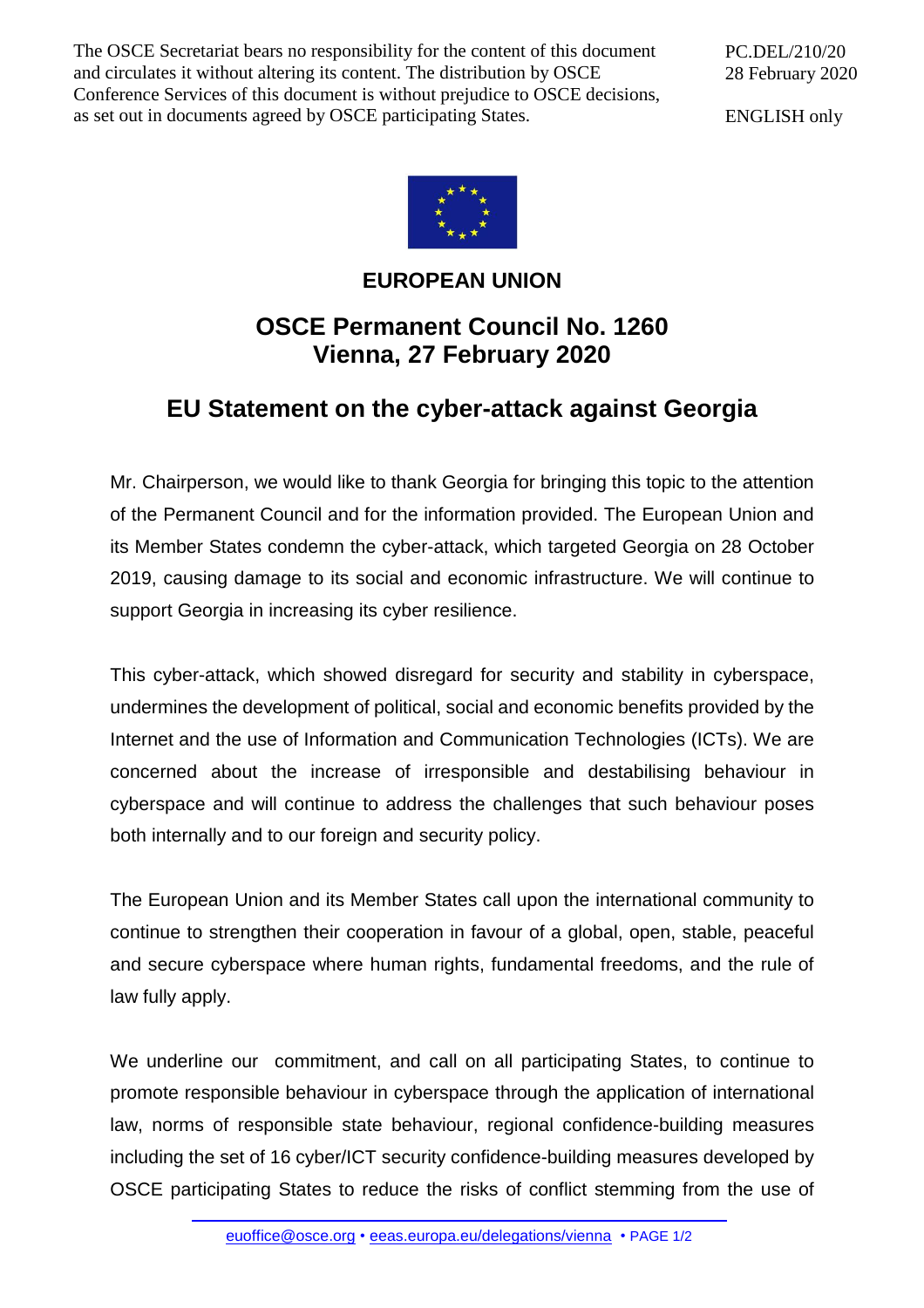The OSCE Secretariat bears no responsibility for the content of this document and circulates it without altering its content. The distribution by OSCE Conference Services of this document is without prejudice to OSCE decisions, as set out in documents agreed by OSCE participating States.

PC.DEL/210/20
28 February 2020

ENGLISH only

**EUROPEAN UNION**

## OSCE Permanent Council No. 1260
## Vienna, 27 February 2020

# EU Statement on the cyber-attack against Georgia

Mr. Chairperson, we would like to thank Georgia for bringing this topic to the attention of the Permanent Council and for the information provided. The European Union and its Member States condemn the cyber-attack, which targeted Georgia on 28 October 2019, causing damage to its social and economic infrastructure. We will continue to support Georgia in increasing its cyber resilience.

This cyber-attack, which showed disregard for security and stability in cyberspace, undermines the development of political, social and economic benefits provided by the Internet and the use of Information and Communication Technologies (ICTs). We are concerned about the increase of irresponsible and destabilising behaviour in cyberspace and will continue to address the challenges that such behaviour poses both internally and to our foreign and security policy.

The European Union and its Member States call upon the international community to continue to strengthen their cooperation in favour of a global, open, stable, peaceful and secure cyberspace where human rights, fundamental freedoms, and the rule of law fully apply.

We underline our commitment, and call on all participating States, to continue to promote responsible behaviour in cyberspace through the application of international law, norms of responsible state behaviour, regional confidence-building measures including the set of 16 cyber/ICT security confidence-building measures developed by OSCE participating States to reduce the risks of conflict stemming from the use of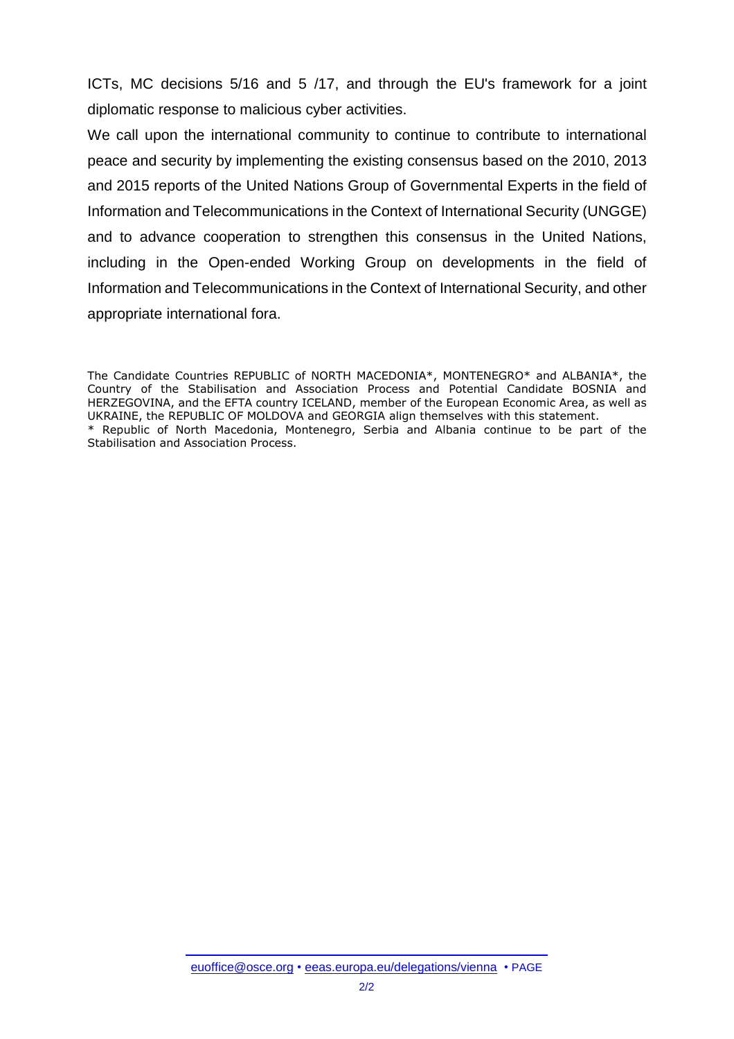ICTs, MC decisions 5/16 and 5 /17, and through the EU's framework for a joint diplomatic response to malicious cyber activities.

We call upon the international community to continue to contribute to international peace and security by implementing the existing consensus based on the 2010, 2013 and 2015 reports of the United Nations Group of Governmental Experts in the field of Information and Telecommunications in the Context of International Security (UNGGE) and to advance cooperation to strengthen this consensus in the United Nations, including in the Open-ended Working Group on developments in the field of Information and Telecommunications in the Context of International Security, and other appropriate international fora.

The Candidate Countries REPUBLIC of NORTH MACEDONIA*, MONTENEGRO* and ALBANIA*, the Country of the Stabilisation and Association Process and Potential Candidate BOSNIA and HERZEGOVINA, and the EFTA country ICELAND, member of the European Economic Area, as well as UKRAINE, the REPUBLIC OF MOLDOVA and GEORGIA align themselves with this statement.

* Republic of North Macedonia, Montenegro, Serbia and Albania continue to be part of the Stabilisation and Association Process.

euoffice@osce.org • eeas.europa.eu/delegations/vienna